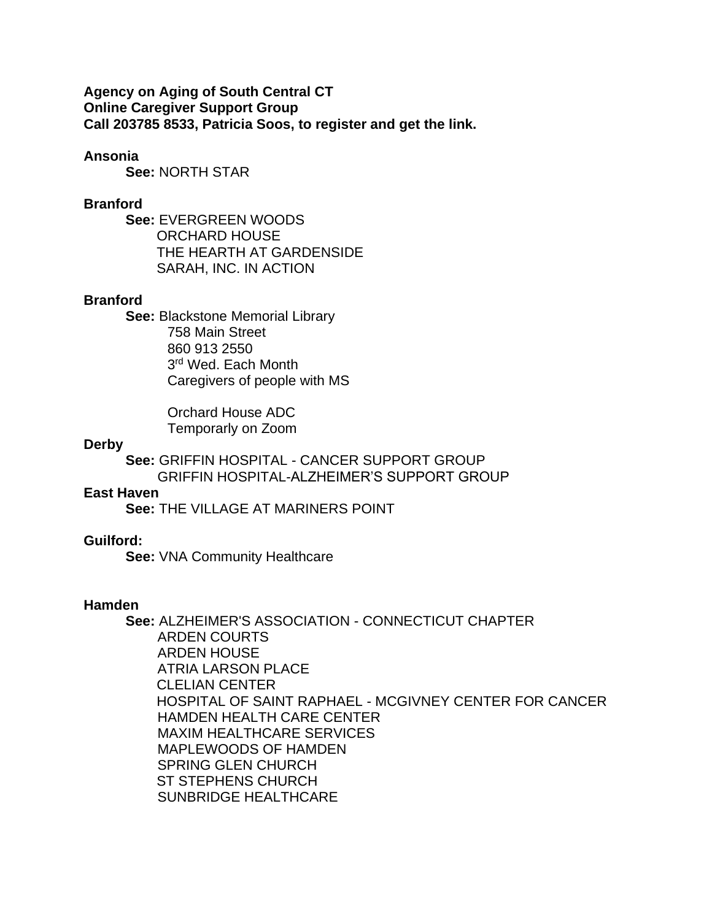**Agency on Aging of South Central CT**
**Online Caregiver Support Group**
**Call 203785 8533, Patricia Soos, to register and get the link.**

**Ansonia**

**See:** NORTH STAR

**Branford**

**See:** EVERGREEN WOODS
ORCHARD HOUSE
THE HEARTH AT GARDENSIDE
SARAH, INC. IN ACTION

**Branford**

**See:** Blackstone Memorial Library
758 Main Street
860 913 2550
3rd Wed. Each Month
Caregivers of people with MS

Orchard House ADC
Temporarily on Zoom

**Derby**

**See:** GRIFFIN HOSPITAL - CANCER SUPPORT GROUP
GRIFFIN HOSPITAL-ALZHEIMER'S SUPPORT GROUP

**East Haven**

**See:** THE VILLAGE AT MARINERS POINT

**Guilford:**

**See:** VNA Community Healthcare

**Hamden**

**See:** ALZHEIMER'S ASSOCIATION - CONNECTICUT CHAPTER
ARDEN COURTS
ARDEN HOUSE
ATRIA LARSON PLACE
CLELIAN CENTER
HOSPITAL OF SAINT RAPHAEL - MCGIVNEY CENTER FOR CANCER
HAMDEN HEALTH CARE CENTER
MAXIM HEALTHCARE SERVICES
MAPLEWOODS OF HAMDEN
SPRING GLEN CHURCH
ST STEPHENS CHURCH
SUNBRIDGE HEALTHCARE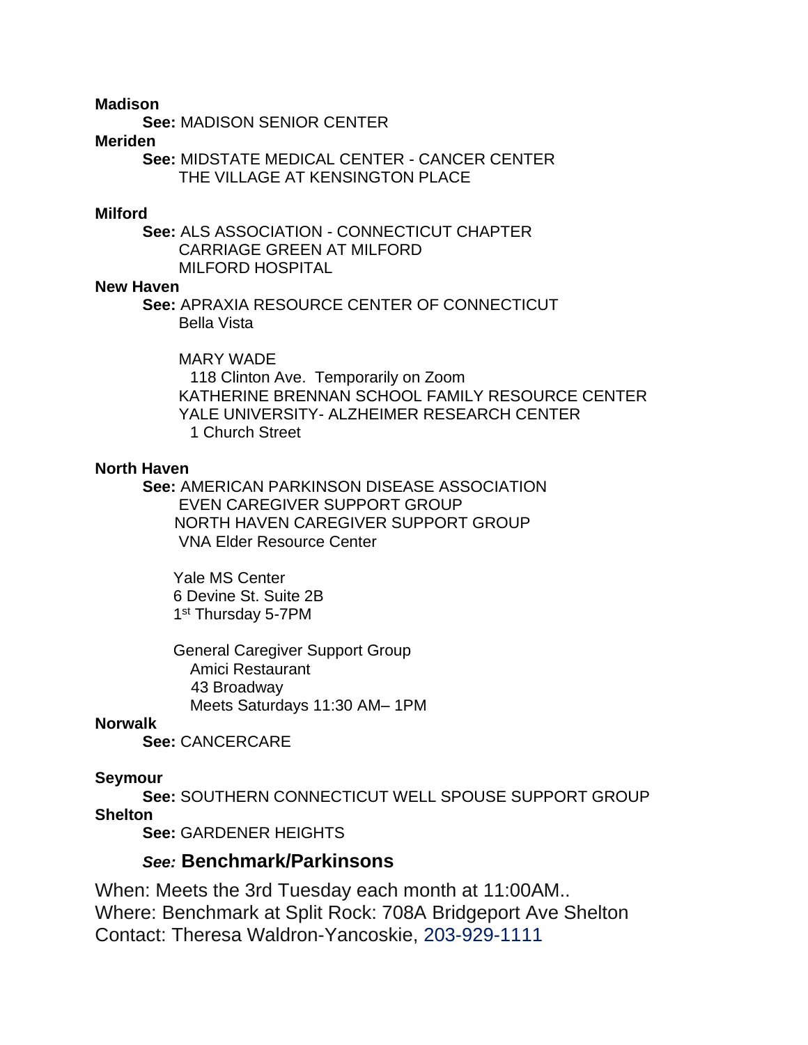**Madison**

**See:** MADISON SENIOR CENTER

**Meriden**

**See:** MIDSTATE MEDICAL CENTER - CANCER CENTER
THE VILLAGE AT KENSINGTON PLACE

**Milford**

**See:** ALS ASSOCIATION - CONNECTICUT CHAPTER
CARRIAGE GREEN AT MILFORD
MILFORD HOSPITAL

**New Haven**

**See:** APRAXIA RESOURCE CENTER OF CONNECTICUT
Bella Vista

MARY WADE
118 Clinton Ave. Temporarily on Zoom
KATHERINE BRENNAN SCHOOL FAMILY RESOURCE CENTER
YALE UNIVERSITY- ALZHEIMER RESEARCH CENTER
1 Church Street

**North Haven**

**See:** AMERICAN PARKINSON DISEASE ASSOCIATION
EVEN CAREGIVER SUPPORT GROUP
NORTH HAVEN CAREGIVER SUPPORT GROUP
VNA Elder Resource Center

Yale MS Center
6 Devine St. Suite 2B
1st Thursday 5-7PM

General Caregiver Support Group
Amici Restaurant
43 Broadway
Meets Saturdays 11:30 AM– 1PM

**Norwalk**

**See:** CANCERCARE

**Seymour**

**See:** SOUTHERN CONNECTICUT WELL SPOUSE SUPPORT GROUP

**Shelton**

**See:** GARDENER HEIGHTS

***See:*** **Benchmark/Parkinsons**

When: Meets the 3rd Tuesday each month at 11:00AM..
Where: Benchmark at Split Rock: 708A Bridgeport Ave Shelton
Contact: Theresa Waldron-Yancoskie, 203-929-1111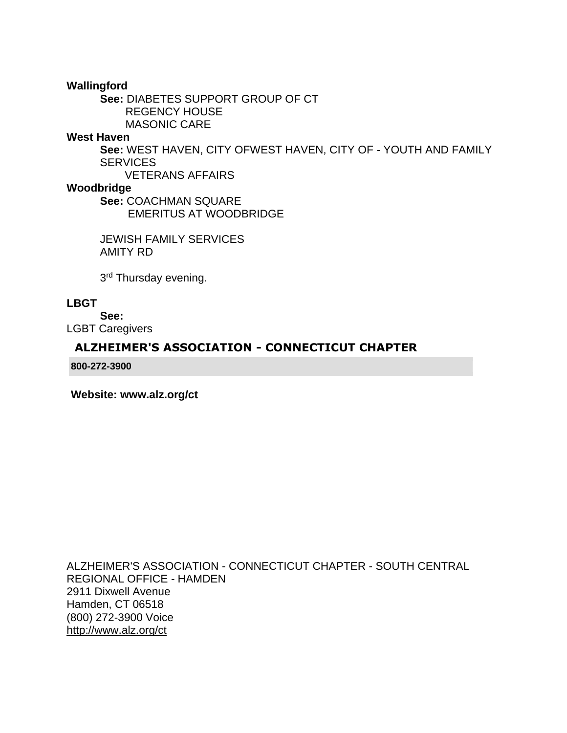**Wallingford**

**See:** DIABETES SUPPORT GROUP OF CT
REGENCY HOUSE
MASONIC CARE

**West Haven**

**See:** WEST HAVEN, CITY OFWEST HAVEN, CITY OF - YOUTH AND FAMILY SERVICES
VETERANS AFFAIRS

**Woodbridge**

**See:** COACHMAN SQUARE
EMERITUS AT WOODBRIDGE

JEWISH FAMILY SERVICES
AMITY RD

3rd Thursday evening.

**LBGT**

**See:**
LGBT Caregivers

**ALZHEIMER'S ASSOCIATION - CONNECTICUT CHAPTER**

**800-272-3900**

**Website: www.alz.org/ct**

ALZHEIMER'S ASSOCIATION - CONNECTICUT CHAPTER - SOUTH CENTRAL REGIONAL OFFICE - HAMDEN
2911 Dixwell Avenue
Hamden, CT 06518
(800) 272-3900 Voice
http://www.alz.org/ct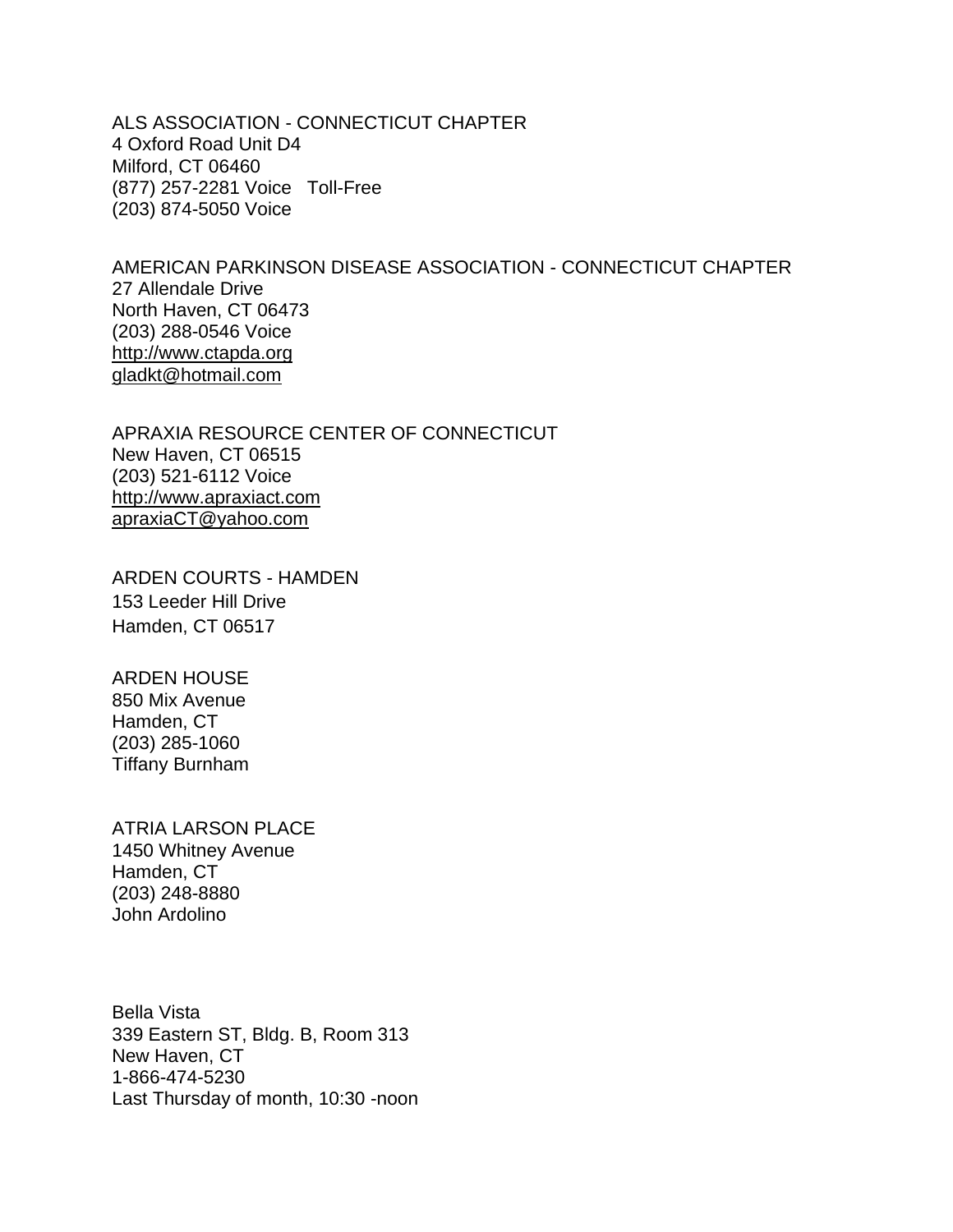ALS ASSOCIATION - CONNECTICUT CHAPTER
4 Oxford Road Unit D4
Milford, CT 06460
(877) 257-2281 Voice Toll-Free
(203) 874-5050 Voice

AMERICAN PARKINSON DISEASE ASSOCIATION - CONNECTICUT CHAPTER
27 Allendale Drive
North Haven, CT 06473
(203) 288-0546 Voice
http://www.ctapda.org
gladkt@hotmail.com

APRAXIA RESOURCE CENTER OF CONNECTICUT
New Haven, CT 06515
(203) 521-6112 Voice
http://www.apraxiact.com
apraxiaCT@yahoo.com

ARDEN COURTS - HAMDEN
153 Leeder Hill Drive
Hamden, CT 06517

ARDEN HOUSE
850 Mix Avenue
Hamden, CT
(203) 285-1060
Tiffany Burnham

ATRIA LARSON PLACE
1450 Whitney Avenue
Hamden, CT
(203) 248-8880
John Ardolino

Bella Vista
339 Eastern ST, Bldg. B, Room 313
New Haven, CT
1-866-474-5230
Last Thursday of month, 10:30 -noon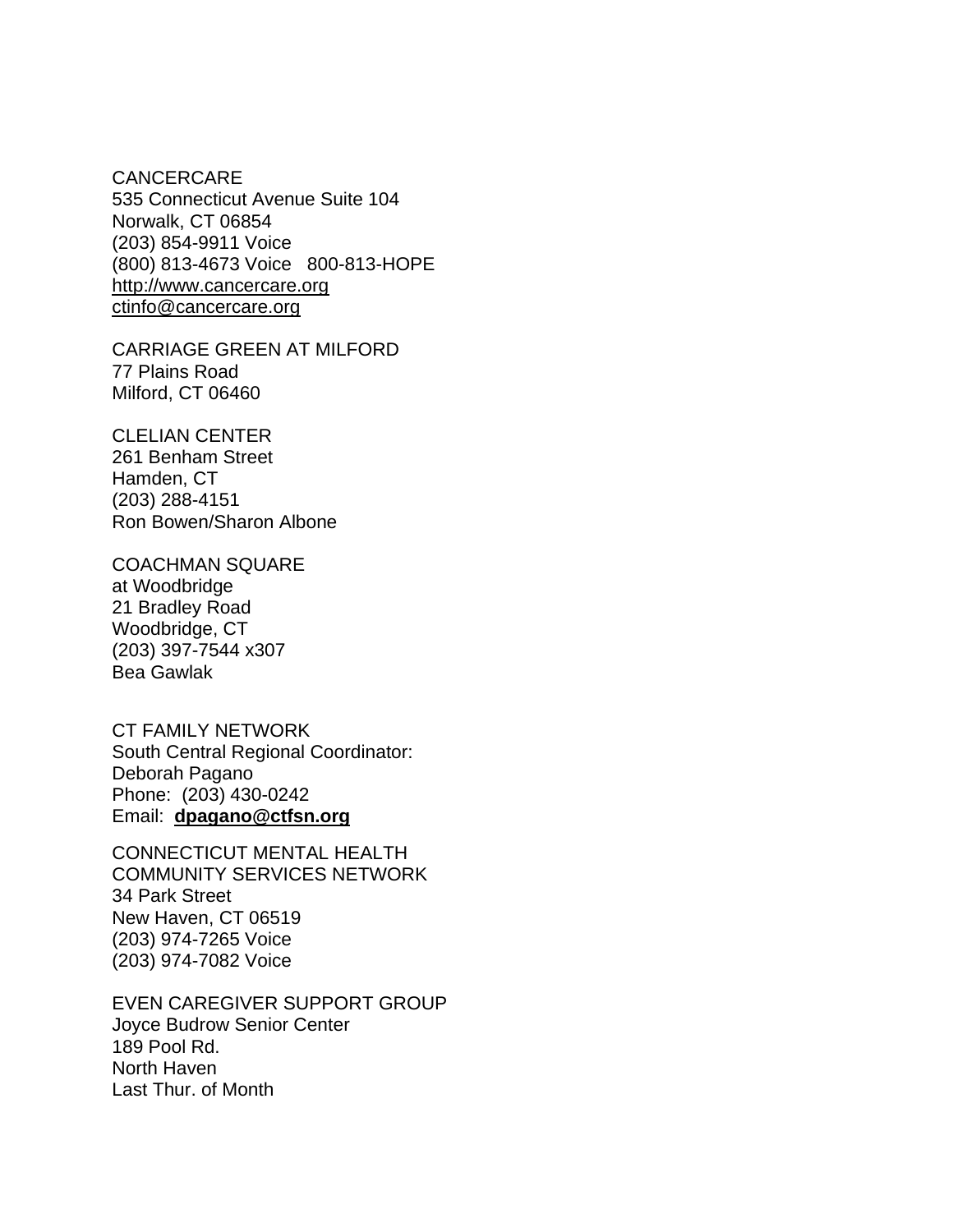CANCERCARE
535 Connecticut Avenue Suite 104
Norwalk, CT 06854
(203) 854-9911 Voice
(800) 813-4673 Voice   800-813-HOPE
http://www.cancercare.org
ctinfo@cancercare.org

CARRIAGE GREEN AT MILFORD
77 Plains Road
Milford, CT 06460

CLELIAN CENTER
261 Benham Street
Hamden, CT
(203) 288-4151
Ron Bowen/Sharon Albone

COACHMAN SQUARE
at Woodbridge
21 Bradley Road
Woodbridge, CT
(203) 397-7544 x307
Bea Gawlak

CT FAMILY NETWORK
South Central Regional Coordinator:
Deborah Pagano
Phone:  (203) 430-0242
Email:  **dpagano@ctfsn.org**

CONNECTICUT MENTAL HEALTH
COMMUNITY SERVICES NETWORK
34 Park Street
New Haven, CT 06519
(203) 974-7265 Voice
(203) 974-7082 Voice

EVEN CAREGIVER SUPPORT GROUP
Joyce Budrow Senior Center
189 Pool Rd.
North Haven
Last Thur. of Month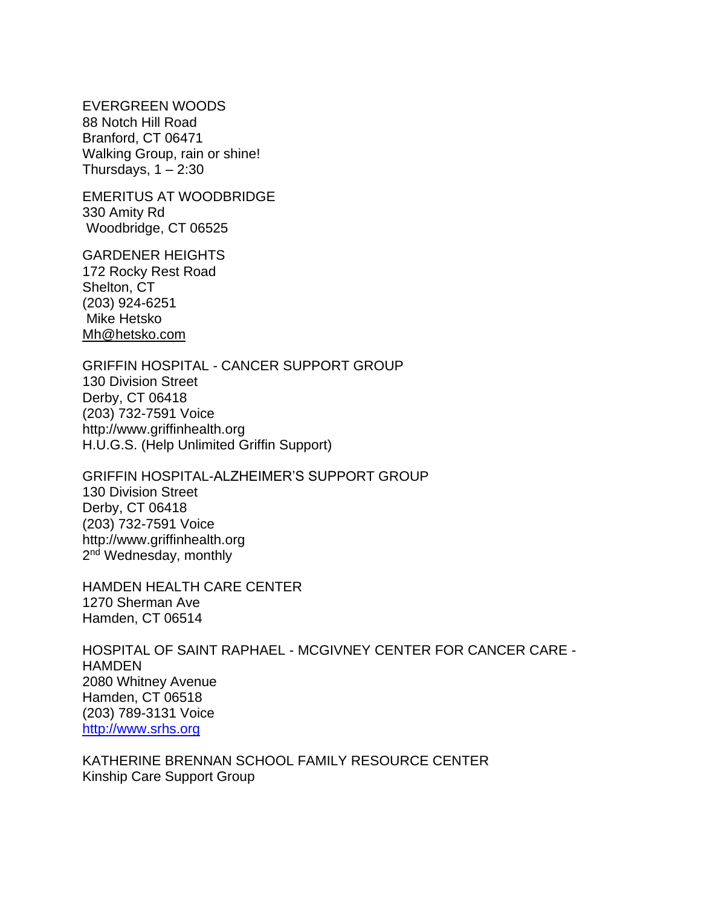EVERGREEN WOODS
88 Notch Hill Road
Branford, CT 06471
Walking Group, rain or shine!
Thursdays, 1 – 2:30

EMERITUS AT WOODBRIDGE
330 Amity Rd
Woodbridge, CT 06525

GARDENER HEIGHTS
172 Rocky Rest Road
Shelton, CT
(203) 924-6251
Mike Hetsko
Mh@hetsko.com

GRIFFIN HOSPITAL - CANCER SUPPORT GROUP
130 Division Street
Derby, CT 06418
(203) 732-7591 Voice
http://www.griffinhealth.org
H.U.G.S. (Help Unlimited Griffin Support)

GRIFFIN HOSPITAL-ALZHEIMER'S SUPPORT GROUP
130 Division Street
Derby, CT 06418
(203) 732-7591 Voice
http://www.griffinhealth.org
2nd Wednesday, monthly

HAMDEN HEALTH CARE CENTER
1270 Sherman Ave
Hamden, CT 06514

HOSPITAL OF SAINT RAPHAEL - MCGIVNEY CENTER FOR CANCER CARE - HAMDEN
2080 Whitney Avenue
Hamden, CT 06518
(203) 789-3131 Voice
http://www.srhs.org

KATHERINE BRENNAN SCHOOL FAMILY RESOURCE CENTER
Kinship Care Support Group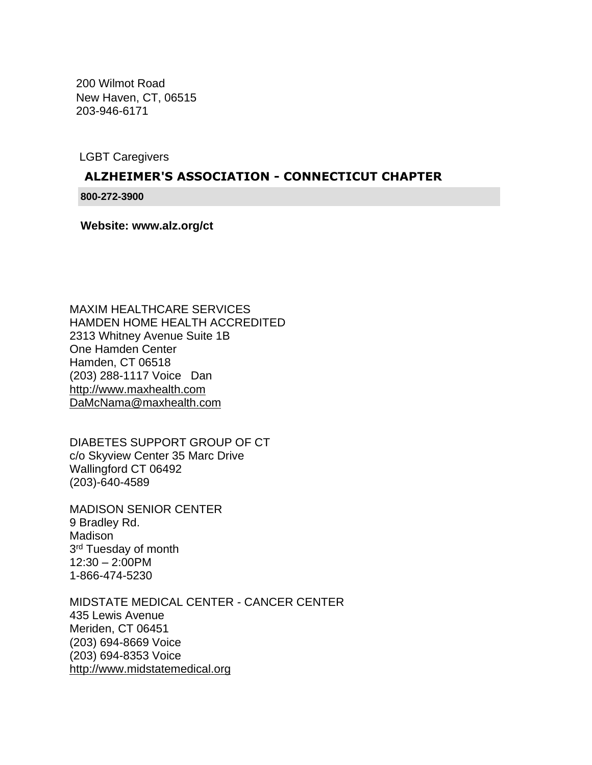200 Wilmot Road
New Haven, CT, 06515
203-946-6171

LGBT Caregivers

**ALZHEIMER'S ASSOCIATION - CONNECTICUT CHAPTER**

**800-272-3900**

**Website: www.alz.org/ct**

MAXIM HEALTHCARE SERVICES
HAMDEN HOME HEALTH ACCREDITED
2313 Whitney Avenue Suite 1B
One Hamden Center
Hamden, CT 06518
(203) 288-1117 Voice   Dan
http://www.maxhealth.com
DaMcNama@maxhealth.com

DIABETES SUPPORT GROUP OF CT
c/o Skyview Center 35 Marc Drive
Wallingford CT 06492
(203)-640-4589

MADISON SENIOR CENTER
9 Bradley Rd.
Madison
3rd Tuesday of month
12:30 – 2:00PM
1-866-474-5230

MIDSTATE MEDICAL CENTER - CANCER CENTER
435 Lewis Avenue
Meriden, CT 06451
(203) 694-8669 Voice
(203) 694-8353 Voice
http://www.midstatemedical.org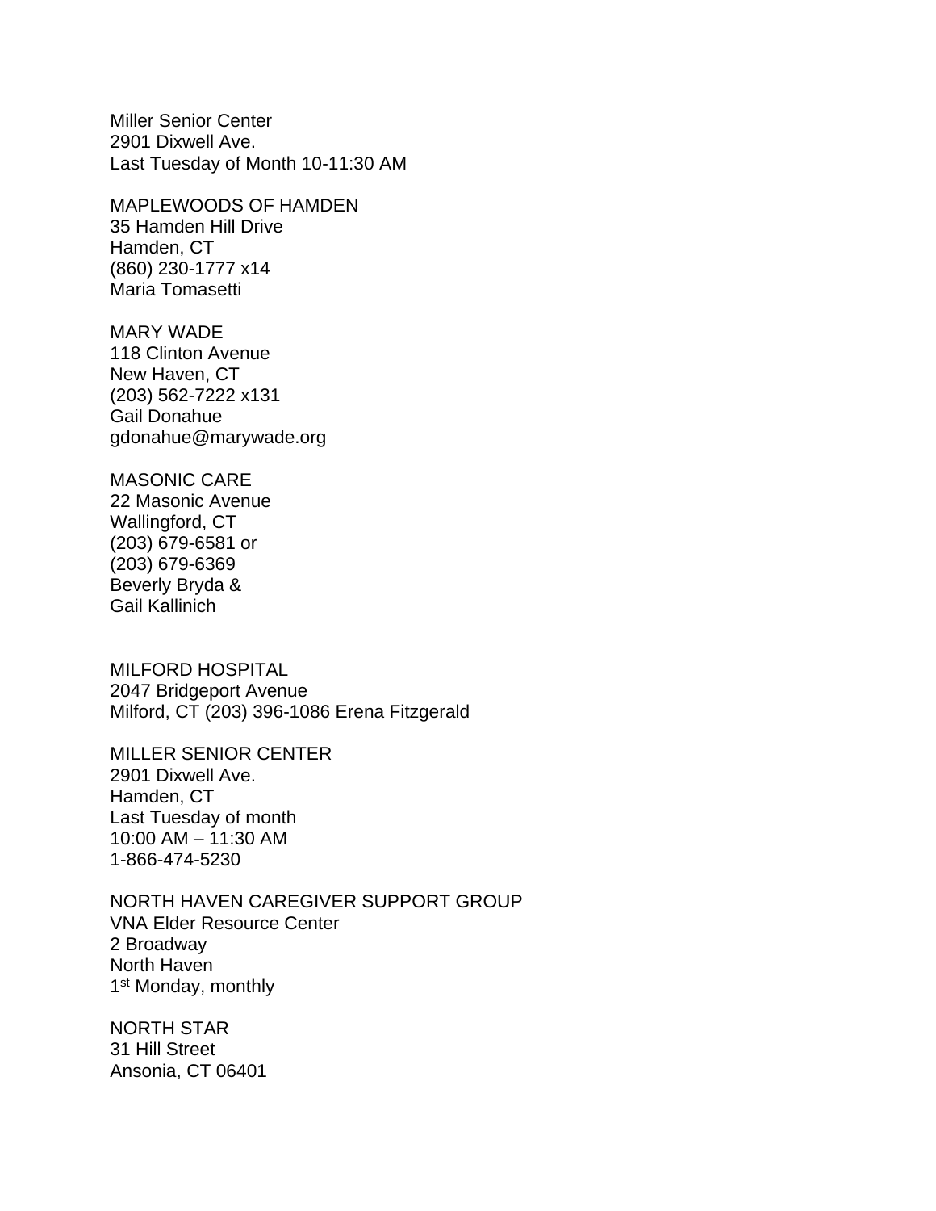Miller Senior Center
2901 Dixwell Ave.
Last Tuesday of Month 10-11:30 AM

MAPLEWOODS OF HAMDEN
35 Hamden Hill Drive
Hamden, CT
(860) 230-1777 x14
Maria Tomasetti

MARY WADE
118 Clinton Avenue
New Haven, CT
(203) 562-7222 x131
Gail Donahue
gdonahue@marywade.org

MASONIC CARE
22 Masonic Avenue
Wallingford, CT
(203) 679-6581 or
(203) 679-6369
Beverly Bryda &
Gail Kallinich

MILFORD HOSPITAL
2047 Bridgeport Avenue
Milford, CT (203) 396-1086 Erena Fitzgerald

MILLER SENIOR CENTER
2901 Dixwell Ave.
Hamden, CT
Last Tuesday of month
10:00 AM – 11:30 AM
1-866-474-5230

NORTH HAVEN CAREGIVER SUPPORT GROUP
VNA Elder Resource Center
2 Broadway
North Haven
1st Monday, monthly

NORTH STAR
31 Hill Street
Ansonia, CT 06401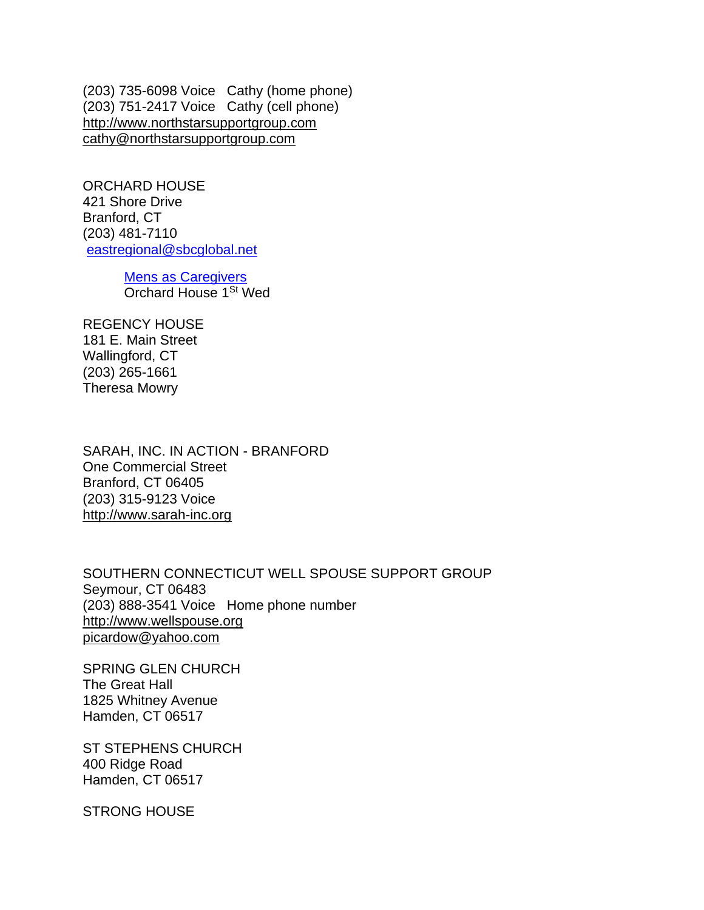(203) 735-6098 Voice   Cathy (home phone)
(203) 751-2417 Voice   Cathy (cell phone)
http://www.northstarsupportgroup.com
cathy@northstarsupportgroup.com

ORCHARD HOUSE
421 Shore Drive
Branford, CT
(203) 481-7110
eastregional@sbcglobal.net

> Mens as Caregivers
> Orchard House 1st Wed

REGENCY HOUSE
181 E. Main Street
Wallingford, CT
(203) 265-1661
Theresa Mowry

SARAH, INC. IN ACTION - BRANFORD
One Commercial Street
Branford, CT 06405
(203) 315-9123 Voice
http://www.sarah-inc.org

SOUTHERN CONNECTICUT WELL SPOUSE SUPPORT GROUP
Seymour, CT 06483
(203) 888-3541 Voice   Home phone number
http://www.wellspouse.org
picardow@yahoo.com

SPRING GLEN CHURCH
The Great Hall
1825 Whitney Avenue
Hamden, CT 06517

ST STEPHENS CHURCH
400 Ridge Road
Hamden, CT 06517

STRONG HOUSE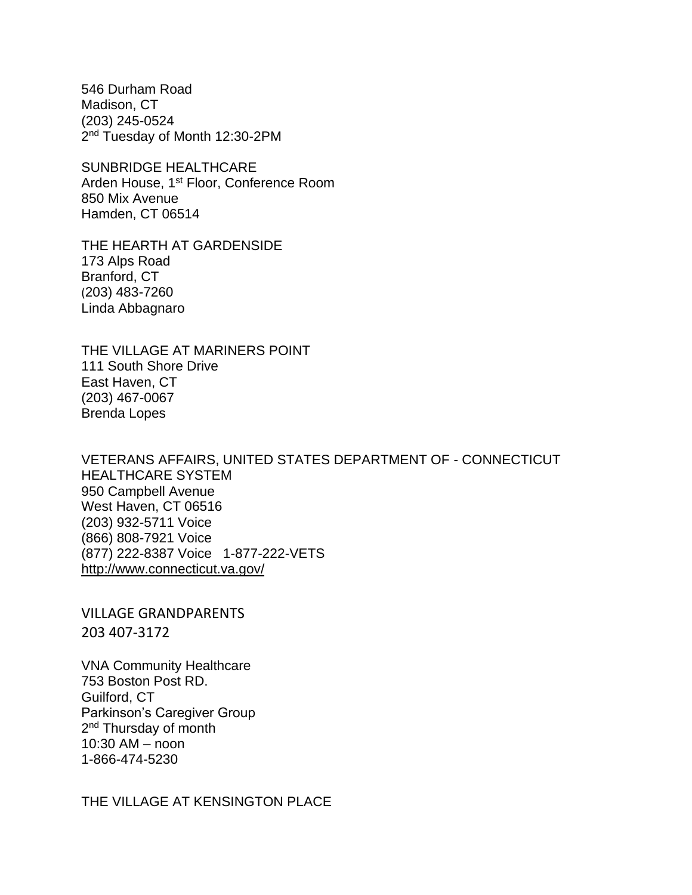546 Durham Road
Madison, CT
(203) 245-0524
2nd Tuesday of Month 12:30-2PM

SUNBRIDGE HEALTHCARE
Arden House, 1st Floor, Conference Room
850 Mix Avenue
Hamden, CT 06514

THE HEARTH AT GARDENSIDE
173 Alps Road
Branford, CT
(203) 483-7260
Linda Abbagnaro

THE VILLAGE AT MARINERS POINT
111 South Shore Drive
East Haven, CT
(203) 467-0067
Brenda Lopes

VETERANS AFFAIRS, UNITED STATES DEPARTMENT OF - CONNECTICUT HEALTHCARE SYSTEM
950 Campbell Avenue
West Haven, CT 06516
(203) 932-5711 Voice
(866) 808-7921 Voice
(877) 222-8387 Voice 1-877-222-VETS
http://www.connecticut.va.gov/

VILLAGE GRANDPARENTS
203 407-3172

VNA Community Healthcare
753 Boston Post RD.
Guilford, CT
Parkinson's Caregiver Group
2nd Thursday of month
10:30 AM – noon
1-866-474-5230

THE VILLAGE AT KENSINGTON PLACE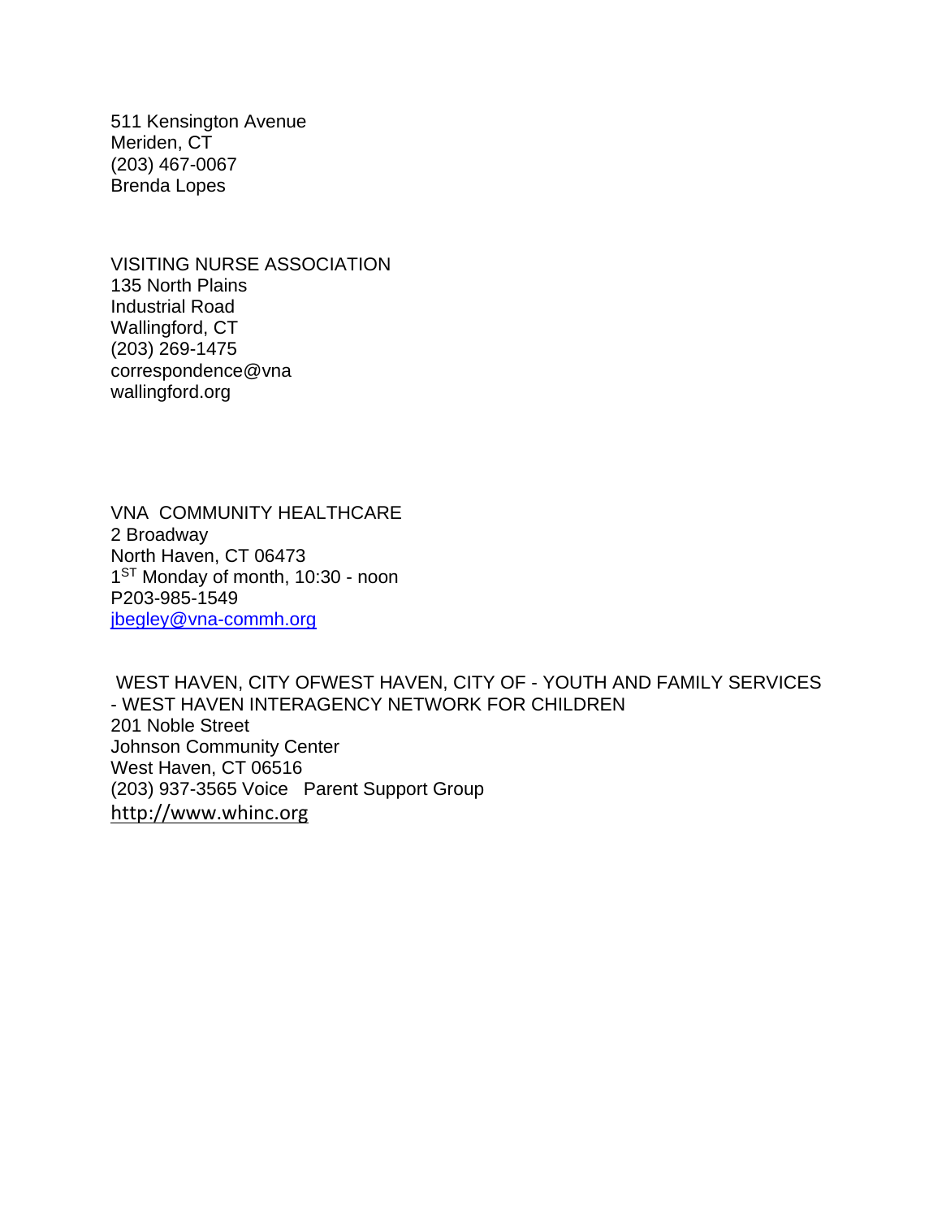511 Kensington Avenue
Meriden, CT
(203) 467-0067
Brenda Lopes

VISITING NURSE ASSOCIATION
135 North Plains
Industrial Road
Wallingford, CT
(203) 269-1475
correspondence@vna
wallingford.org

VNA COMMUNITY HEALTHCARE
2 Broadway
North Haven, CT 06473
1ST Monday of month, 10:30 - noon
P203-985-1549
jbegley@vna-commh.org

WEST HAVEN, CITY OFWEST HAVEN, CITY OF - YOUTH AND FAMILY SERVICES - WEST HAVEN INTERAGENCY NETWORK FOR CHILDREN
201 Noble Street
Johnson Community Center
West Haven, CT 06516
(203) 937-3565 Voice Parent Support Group
http://www.whinc.org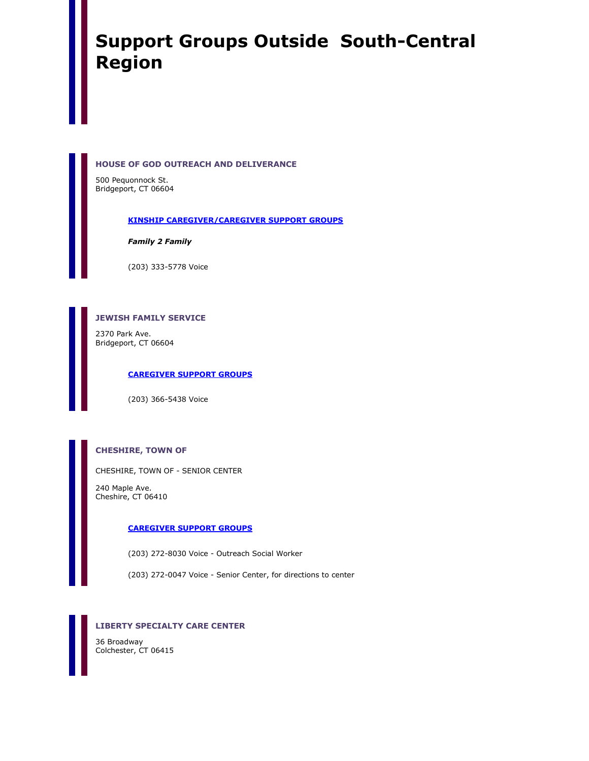# Support Groups Outside South-Central Region

### HOUSE OF GOD OUTREACH AND DELIVERANCE

500 Pequonnock St.
Bridgeport, CT 06604

**KINSHIP CAREGIVER/CAREGIVER SUPPORT GROUPS**

***Family 2 Family***

(203) 333-5778 Voice

### JEWISH FAMILY SERVICE

2370 Park Ave.
Bridgeport, CT 06604

**CAREGIVER SUPPORT GROUPS**

(203) 366-5438 Voice

### CHESHIRE, TOWN OF

CHESHIRE, TOWN OF - SENIOR CENTER

240 Maple Ave.
Cheshire, CT 06410

**CAREGIVER SUPPORT GROUPS**

(203) 272-8030 Voice - Outreach Social Worker

(203) 272-0047 Voice - Senior Center, for directions to center

### LIBERTY SPECIALTY CARE CENTER

36 Broadway
Colchester, CT 06415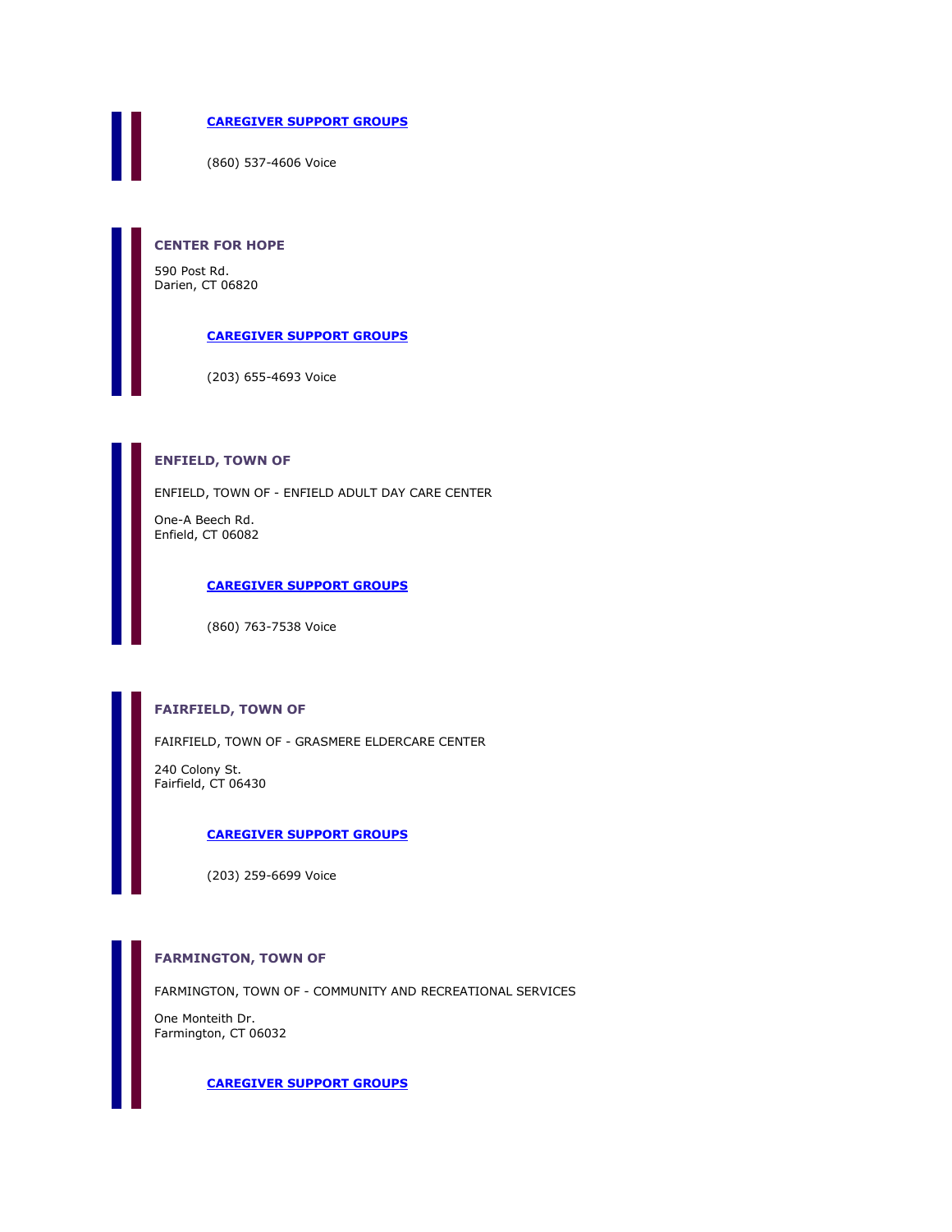**[CAREGIVER SUPPORT GROUPS]**

(860) 537-4606 Voice

### CENTER FOR HOPE

590 Post Rd.
Darien, CT 06820

**[CAREGIVER SUPPORT GROUPS]**

(203) 655-4693 Voice

### ENFIELD, TOWN OF

ENFIELD, TOWN OF - ENFIELD ADULT DAY CARE CENTER

One-A Beech Rd.
Enfield, CT 06082

**[CAREGIVER SUPPORT GROUPS]**

(860) 763-7538 Voice

### FAIRFIELD, TOWN OF

FAIRFIELD, TOWN OF - GRASMERE ELDERCARE CENTER

240 Colony St.
Fairfield, CT 06430

**[CAREGIVER SUPPORT GROUPS]**

(203) 259-6699 Voice

### FARMINGTON, TOWN OF

FARMINGTON, TOWN OF - COMMUNITY AND RECREATIONAL SERVICES

One Monteith Dr.
Farmington, CT 06032

**[CAREGIVER SUPPORT GROUPS]**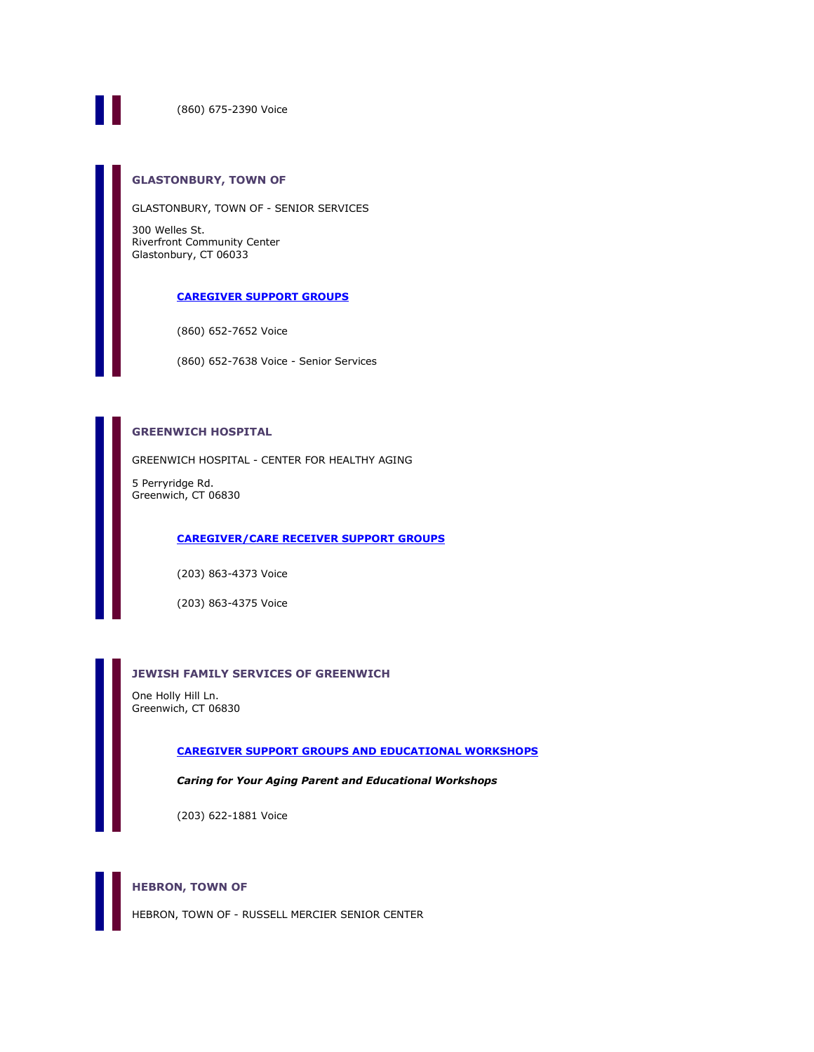(860) 675-2390 Voice

### GLASTONBURY, TOWN OF

GLASTONBURY, TOWN OF - SENIOR SERVICES

300 Welles St.
Riverfront Community Center
Glastonbury, CT 06033

**CAREGIVER SUPPORT GROUPS**

(860) 652-7652 Voice

(860) 652-7638 Voice - Senior Services

### GREENWICH HOSPITAL

GREENWICH HOSPITAL - CENTER FOR HEALTHY AGING

5 Perryridge Rd.
Greenwich, CT 06830

**CAREGIVER/CARE RECEIVER SUPPORT GROUPS**

(203) 863-4373 Voice

(203) 863-4375 Voice

### JEWISH FAMILY SERVICES OF GREENWICH

One Holly Hill Ln.
Greenwich, CT 06830

**CAREGIVER SUPPORT GROUPS AND EDUCATIONAL WORKSHOPS**

***Caring for Your Aging Parent and Educational Workshops***

(203) 622-1881 Voice

### HEBRON, TOWN OF

HEBRON, TOWN OF - RUSSELL MERCIER SENIOR CENTER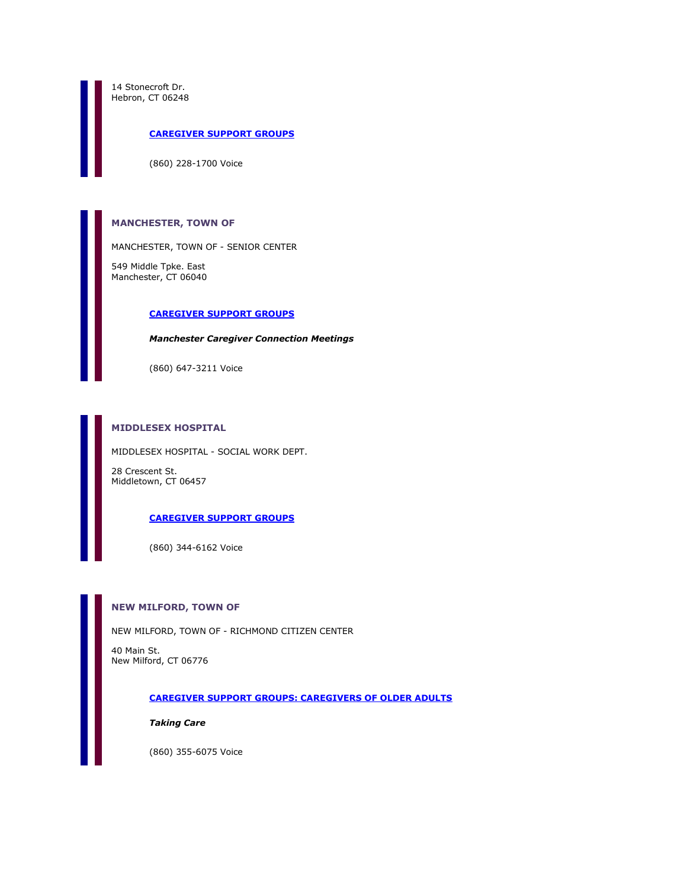14 Stonecroft Dr.
Hebron, CT 06248

**CAREGIVER SUPPORT GROUPS**

(860) 228-1700 Voice

### MANCHESTER, TOWN OF

MANCHESTER, TOWN OF - SENIOR CENTER

549 Middle Tpke. East
Manchester, CT 06040

**CAREGIVER SUPPORT GROUPS**

***Manchester Caregiver Connection Meetings***

(860) 647-3211 Voice

### MIDDLESEX HOSPITAL

MIDDLESEX HOSPITAL - SOCIAL WORK DEPT.

28 Crescent St.
Middletown, CT 06457

**CAREGIVER SUPPORT GROUPS**

(860) 344-6162 Voice

### NEW MILFORD, TOWN OF

NEW MILFORD, TOWN OF - RICHMOND CITIZEN CENTER

40 Main St.
New Milford, CT 06776

**CAREGIVER SUPPORT GROUPS: CAREGIVERS OF OLDER ADULTS**

***Taking Care***

(860) 355-6075 Voice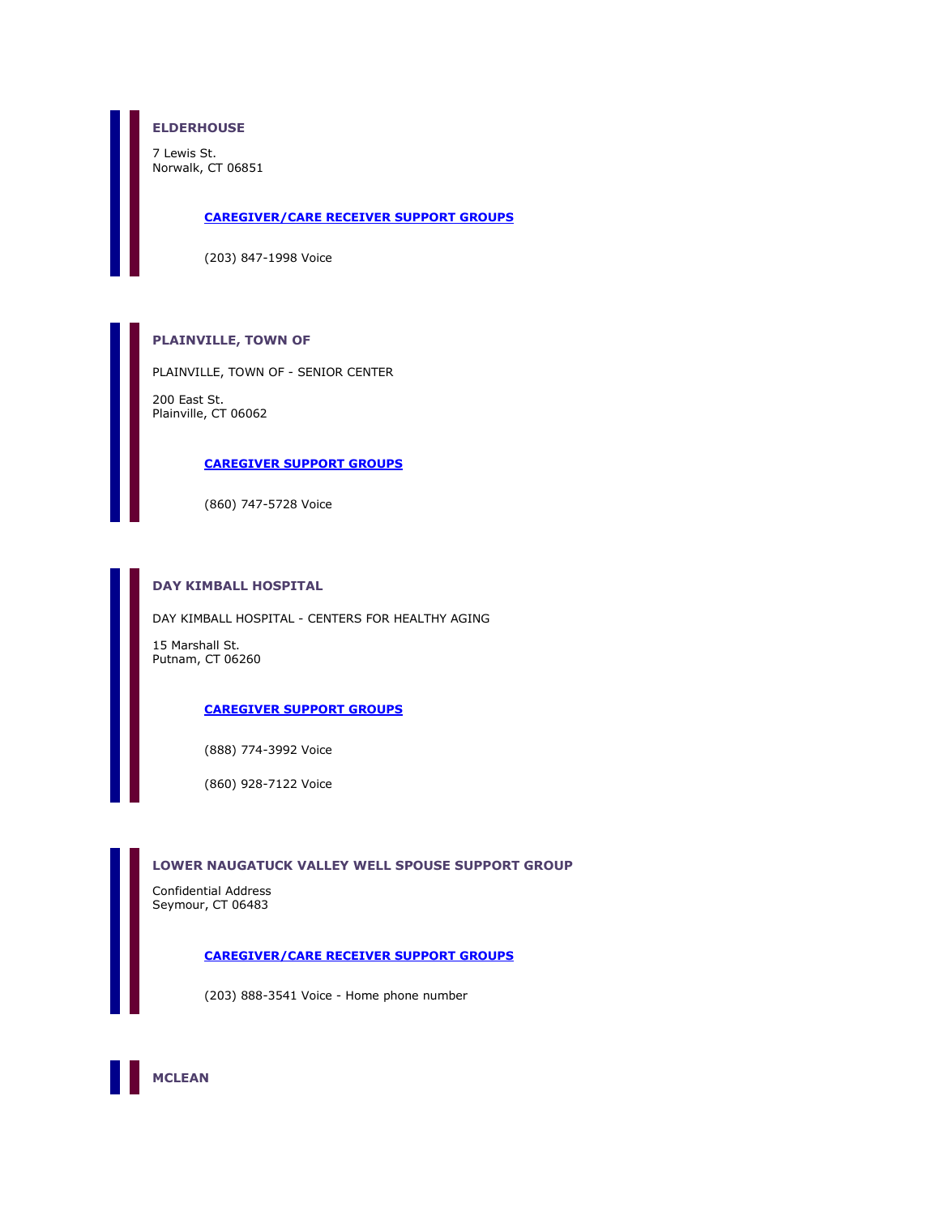### ELDERHOUSE

7 Lewis St.
Norwalk, CT 06851

**CAREGIVER/CARE RECEIVER SUPPORT GROUPS**

(203) 847-1998 Voice

### PLAINVILLE, TOWN OF

PLAINVILLE, TOWN OF - SENIOR CENTER

200 East St.
Plainville, CT 06062

**CAREGIVER SUPPORT GROUPS**

(860) 747-5728 Voice

### DAY KIMBALL HOSPITAL

DAY KIMBALL HOSPITAL - CENTERS FOR HEALTHY AGING

15 Marshall St.
Putnam, CT 06260

**CAREGIVER SUPPORT GROUPS**

(888) 774-3992 Voice

(860) 928-7122 Voice

### LOWER NAUGATUCK VALLEY WELL SPOUSE SUPPORT GROUP

Confidential Address
Seymour, CT 06483

**CAREGIVER/CARE RECEIVER SUPPORT GROUPS**

(203) 888-3541 Voice - Home phone number

### MCLEAN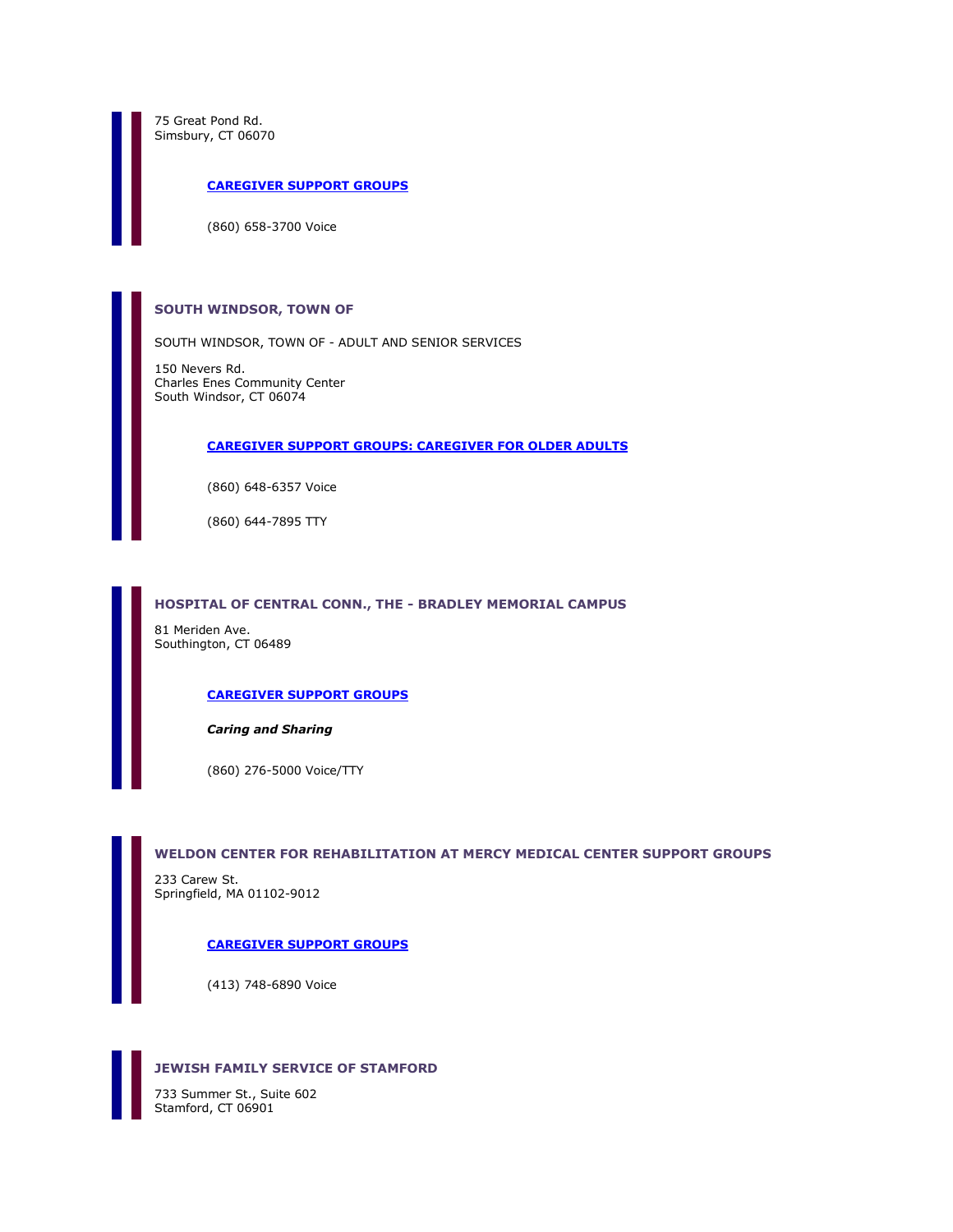75 Great Pond Rd.
Simsbury, CT 06070

**CAREGIVER SUPPORT GROUPS**

(860) 658-3700 Voice

### SOUTH WINDSOR, TOWN OF

SOUTH WINDSOR, TOWN OF - ADULT AND SENIOR SERVICES

150 Nevers Rd.
Charles Enes Community Center
South Windsor, CT 06074

**CAREGIVER SUPPORT GROUPS: CAREGIVER FOR OLDER ADULTS**

(860) 648-6357 Voice

(860) 644-7895 TTY

### HOSPITAL OF CENTRAL CONN., THE - BRADLEY MEMORIAL CAMPUS

81 Meriden Ave.
Southington, CT 06489

**CAREGIVER SUPPORT GROUPS**

***Caring and Sharing***

(860) 276-5000 Voice/TTY

### WELDON CENTER FOR REHABILITATION AT MERCY MEDICAL CENTER SUPPORT GROUPS

233 Carew St.
Springfield, MA 01102-9012

**CAREGIVER SUPPORT GROUPS**

(413) 748-6890 Voice

### JEWISH FAMILY SERVICE OF STAMFORD

733 Summer St., Suite 602
Stamford, CT 06901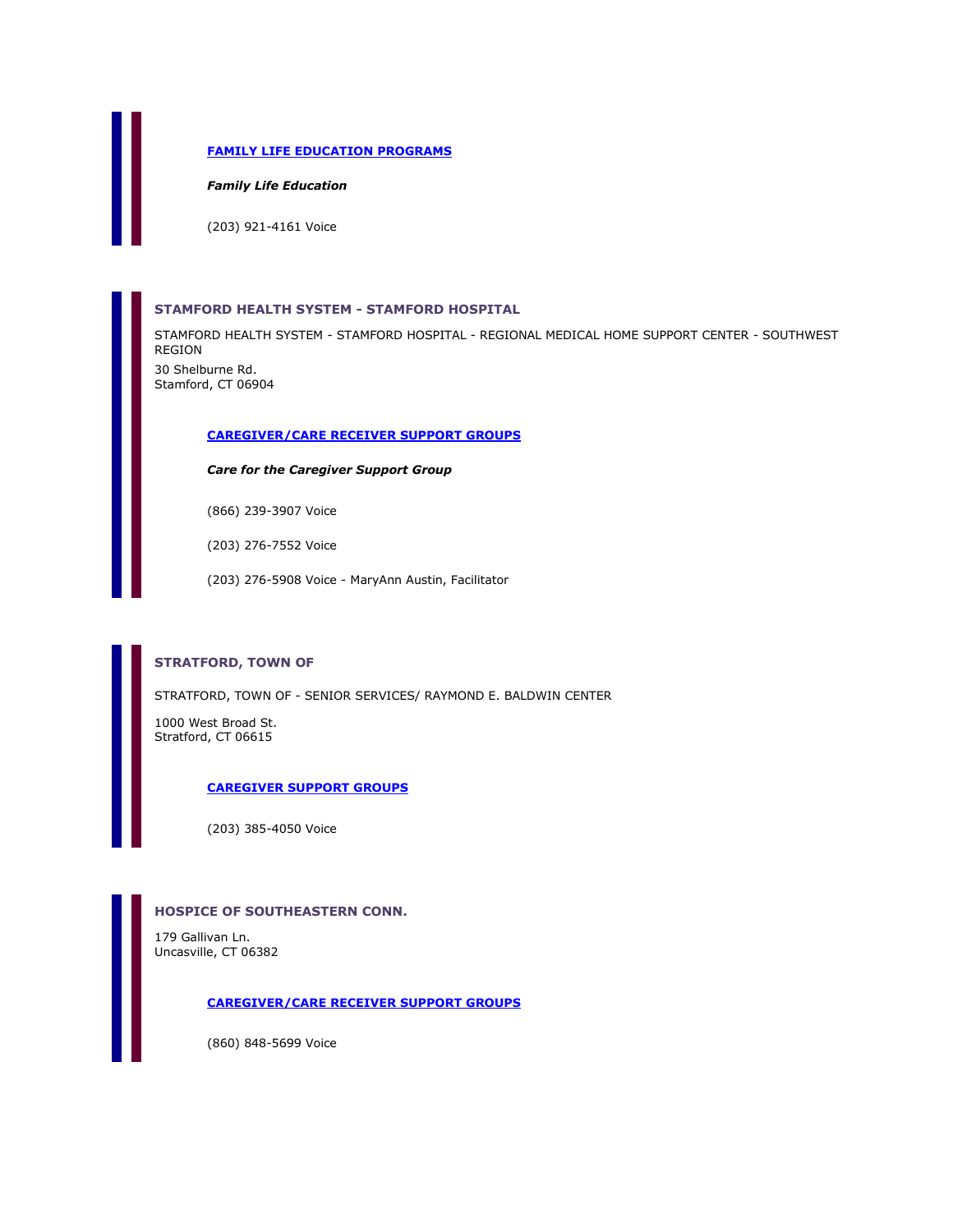**FAMILY LIFE EDUCATION PROGRAMS**

***Family Life Education***

(203) 921-4161 Voice

### STAMFORD HEALTH SYSTEM - STAMFORD HOSPITAL

STAMFORD HEALTH SYSTEM - STAMFORD HOSPITAL - REGIONAL MEDICAL HOME SUPPORT CENTER - SOUTHWEST REGION

30 Shelburne Rd.
Stamford, CT 06904

**CAREGIVER/CARE RECEIVER SUPPORT GROUPS**

***Care for the Caregiver Support Group***

(866) 239-3907 Voice

(203) 276-7552 Voice

(203) 276-5908 Voice - MaryAnn Austin, Facilitator

### STRATFORD, TOWN OF

STRATFORD, TOWN OF - SENIOR SERVICES/ RAYMOND E. BALDWIN CENTER

1000 West Broad St.
Stratford, CT 06615

**CAREGIVER SUPPORT GROUPS**

(203) 385-4050 Voice

### HOSPICE OF SOUTHEASTERN CONN.

179 Gallivan Ln.
Uncasville, CT 06382

**CAREGIVER/CARE RECEIVER SUPPORT GROUPS**

(860) 848-5699 Voice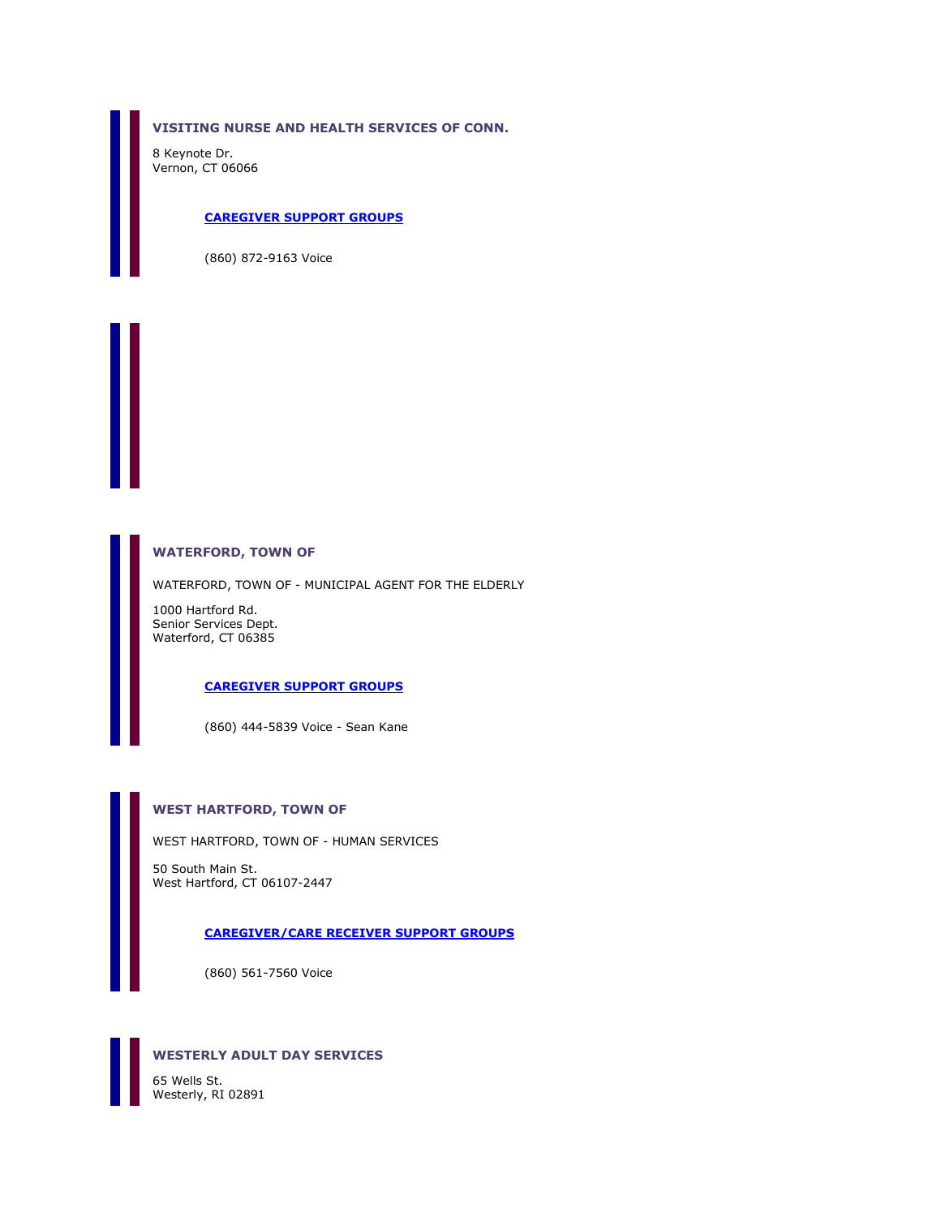### VISITING NURSE AND HEALTH SERVICES OF CONN.

8 Keynote Dr.
Vernon, CT 06066

**CAREGIVER SUPPORT GROUPS**

(860) 872-9163 Voice

### WATERFORD, TOWN OF

WATERFORD, TOWN OF - MUNICIPAL AGENT FOR THE ELDERLY

1000 Hartford Rd.
Senior Services Dept.
Waterford, CT 06385

**CAREGIVER SUPPORT GROUPS**

(860) 444-5839 Voice - Sean Kane

### WEST HARTFORD, TOWN OF

WEST HARTFORD, TOWN OF - HUMAN SERVICES

50 South Main St.
West Hartford, CT 06107-2447

**CAREGIVER/CARE RECEIVER SUPPORT GROUPS**

(860) 561-7560 Voice

### WESTERLY ADULT DAY SERVICES

65 Wells St.
Westerly, RI 02891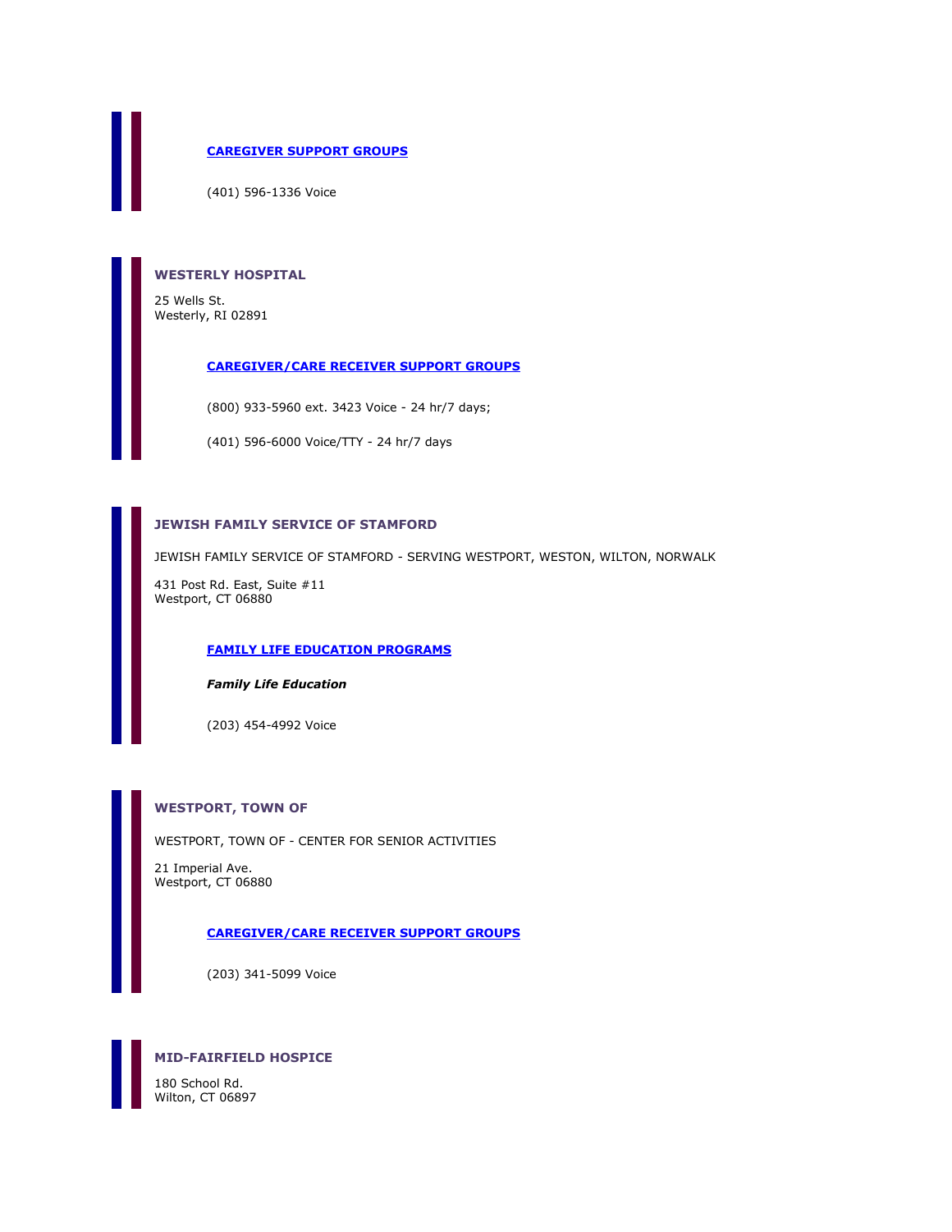**[CAREGIVER SUPPORT GROUPS]**

(401) 596-1336 Voice

### WESTERLY HOSPITAL

25 Wells St.
Westerly, RI 02891

**[CAREGIVER/CARE RECEIVER SUPPORT GROUPS]**

(800) 933-5960 ext. 3423 Voice - 24 hr/7 days;

(401) 596-6000 Voice/TTY - 24 hr/7 days

### JEWISH FAMILY SERVICE OF STAMFORD

JEWISH FAMILY SERVICE OF STAMFORD - SERVING WESTPORT, WESTON, WILTON, NORWALK

431 Post Rd. East, Suite #11
Westport, CT 06880

**[FAMILY LIFE EDUCATION PROGRAMS]**

***Family Life Education***

(203) 454-4992 Voice

### WESTPORT, TOWN OF

WESTPORT, TOWN OF - CENTER FOR SENIOR ACTIVITIES

21 Imperial Ave.
Westport, CT 06880

**[CAREGIVER/CARE RECEIVER SUPPORT GROUPS]**

(203) 341-5099 Voice

### MID-FAIRFIELD HOSPICE

180 School Rd.
Wilton, CT 06897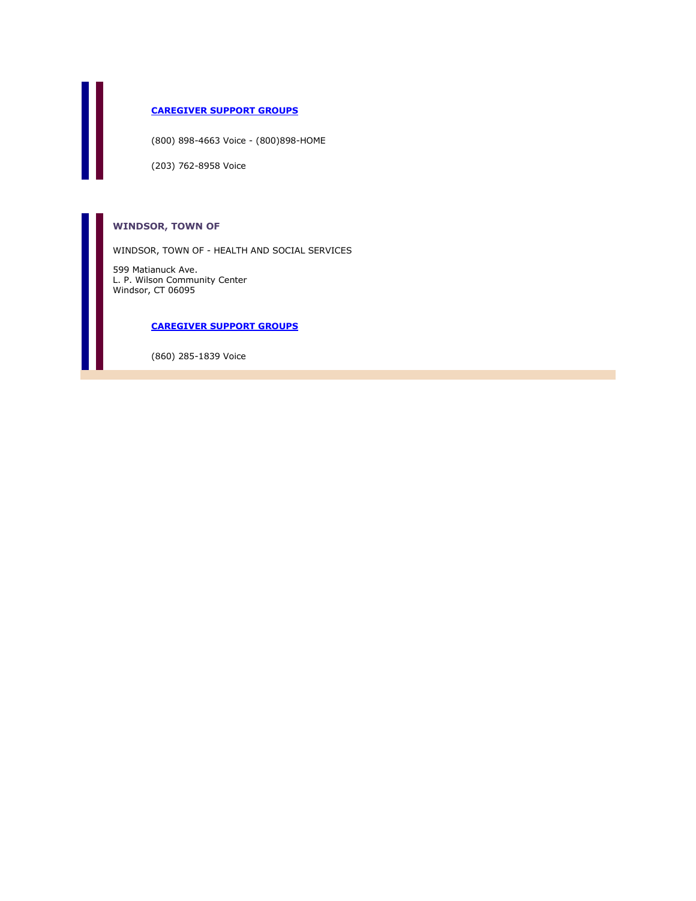**CAREGIVER SUPPORT GROUPS**

(800) 898-4663 Voice - (800)898-HOME

(203) 762-8958 Voice

### WINDSOR, TOWN OF

WINDSOR, TOWN OF - HEALTH AND SOCIAL SERVICES

599 Matianuck Ave.
L. P. Wilson Community Center
Windsor, CT 06095

**CAREGIVER SUPPORT GROUPS**

(860) 285-1839 Voice